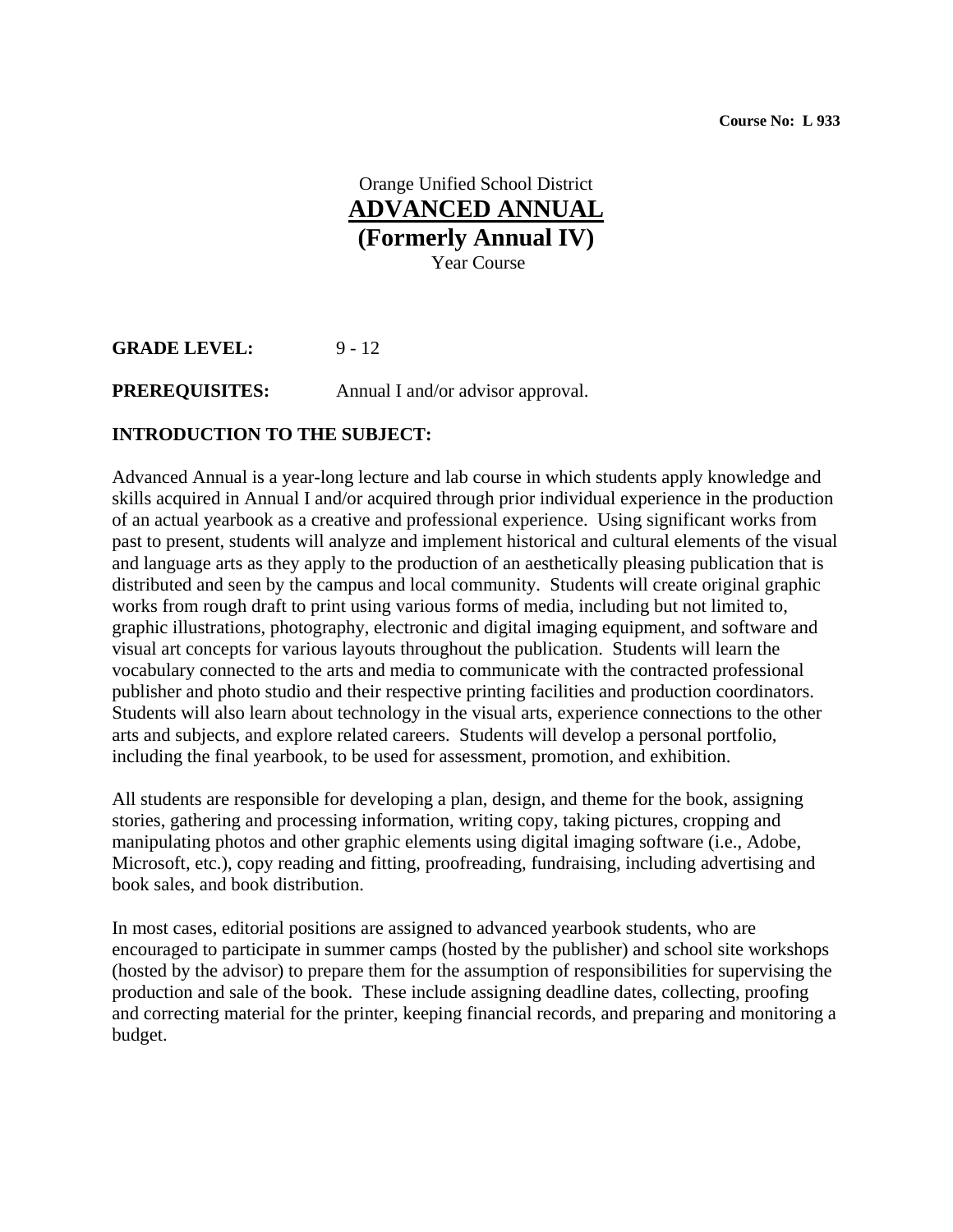**Course No: L 933**

Orange Unified School District

# ADVANCED ANNUAL

## (Formerly Annual IV)

Year Course

**GRADE LEVEL:** 9 - 12

**PREREQUISITES:** Annual I and/or advisor approval.

**INTRODUCTION TO THE SUBJECT:**

Advanced Annual is a year-long lecture and lab course in which students apply knowledge and skills acquired in Annual I and/or acquired through prior individual experience in the production of an actual yearbook as a creative and professional experience. Using significant works from past to present, students will analyze and implement historical and cultural elements of the visual and language arts as they apply to the production of an aesthetically pleasing publication that is distributed and seen by the campus and local community. Students will create original graphic works from rough draft to print using various forms of media, including but not limited to, graphic illustrations, photography, electronic and digital imaging equipment, and software and visual art concepts for various layouts throughout the publication. Students will learn the vocabulary connected to the arts and media to communicate with the contracted professional publisher and photo studio and their respective printing facilities and production coordinators. Students will also learn about technology in the visual arts, experience connections to the other arts and subjects, and explore related careers. Students will develop a personal portfolio, including the final yearbook, to be used for assessment, promotion, and exhibition.

All students are responsible for developing a plan, design, and theme for the book, assigning stories, gathering and processing information, writing copy, taking pictures, cropping and manipulating photos and other graphic elements using digital imaging software (i.e., Adobe, Microsoft, etc.), copy reading and fitting, proofreading, fundraising, including advertising and book sales, and book distribution.

In most cases, editorial positions are assigned to advanced yearbook students, who are encouraged to participate in summer camps (hosted by the publisher) and school site workshops (hosted by the advisor) to prepare them for the assumption of responsibilities for supervising the production and sale of the book. These include assigning deadline dates, collecting, proofing and correcting material for the printer, keeping financial records, and preparing and monitoring a budget.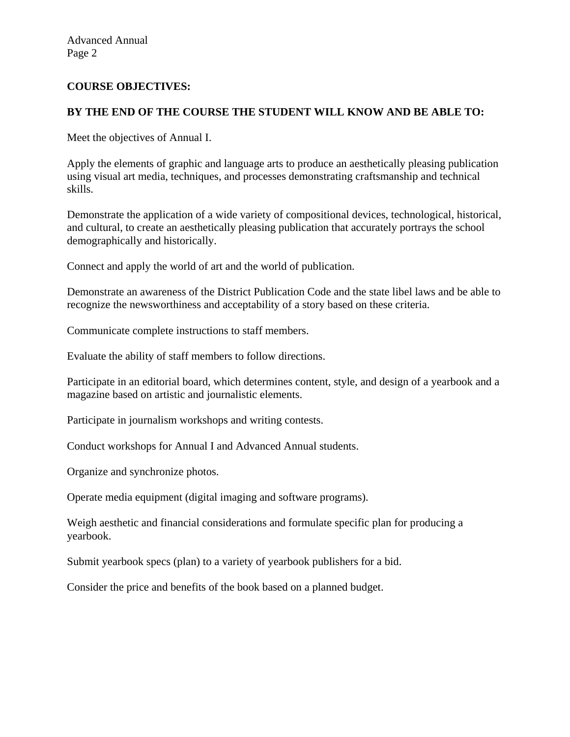**COURSE OBJECTIVES:**

**BY THE END OF THE COURSE THE STUDENT WILL KNOW AND BE ABLE TO:**

Meet the objectives of Annual I.

Apply the elements of graphic and language arts to produce an aesthetically pleasing publication using visual art media, techniques, and processes demonstrating craftsmanship and technical skills.

Demonstrate the application of a wide variety of compositional devices, technological, historical, and cultural, to create an aesthetically pleasing publication that accurately portrays the school demographically and historically.

Connect and apply the world of art and the world of publication.

Demonstrate an awareness of the District Publication Code and the state libel laws and be able to recognize the newsworthiness and acceptability of a story based on these criteria.

Communicate complete instructions to staff members.

Evaluate the ability of staff members to follow directions.

Participate in an editorial board, which determines content, style, and design of a yearbook and a magazine based on artistic and journalistic elements.

Participate in journalism workshops and writing contests.

Conduct workshops for Annual I and Advanced Annual students.

Organize and synchronize photos.

Operate media equipment (digital imaging and software programs).

Weigh aesthetic and financial considerations and formulate specific plan for producing a yearbook.

Submit yearbook specs (plan) to a variety of yearbook publishers for a bid.

Consider the price and benefits of the book based on a planned budget.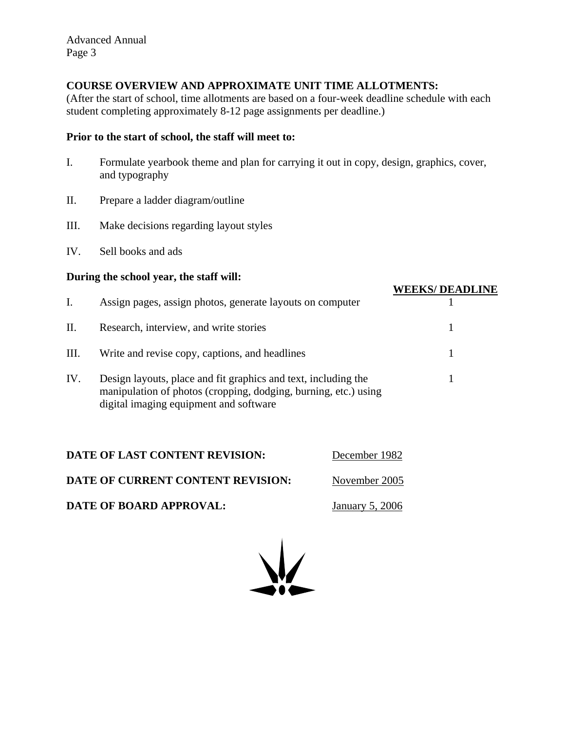## COURSE OVERVIEW AND APPROXIMATE UNIT TIME ALLOTMENTS:

(After the start of school, time allotments are based on a four-week deadline schedule with each student completing approximately 8-12 page assignments per deadline.)

**Prior to the start of school, the staff will meet to:**

I. Formulate yearbook theme and plan for carrying it out in copy, design, graphics, cover, and typography

II. Prepare a ladder diagram/outline

III. Make decisions regarding layout styles

IV. Sell books and ads

**During the school year, the staff will:**

| | | WEEKS/ DEADLINE |
|---|---|---|
| I. | Assign pages, assign photos, generate layouts on computer | 1 |
| II. | Research, interview, and write stories | 1 |
| III. | Write and revise copy, captions, and headlines | 1 |
| IV. | Design layouts, place and fit graphics and text, including the manipulation of photos (cropping, dodging, burning, etc.) using digital imaging equipment and software | 1 |

**DATE OF LAST CONTENT REVISION:** December 1982

**DATE OF CURRENT CONTENT REVISION:** November 2005

**DATE OF BOARD APPROVAL:** January 5, 2006